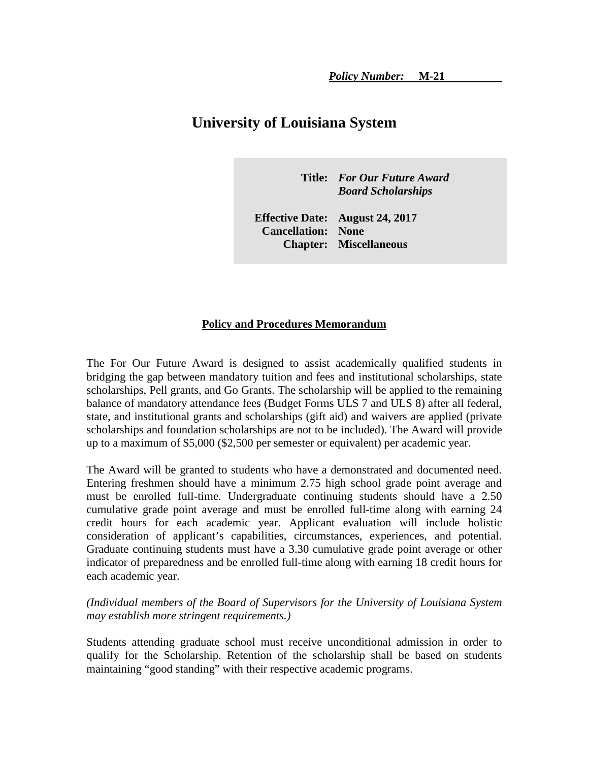***Policy Number:*** **M-21**

# University of Louisiana System

**Title:** ***For Our Future Award Board Scholarships***

**Effective Date:** **August 24, 2017**
**Cancellation:** **None**
**Chapter:** **Miscellaneous**

## Policy and Procedures Memorandum

The For Our Future Award is designed to assist academically qualified students in bridging the gap between mandatory tuition and fees and institutional scholarships, state scholarships, Pell grants, and Go Grants. The scholarship will be applied to the remaining balance of mandatory attendance fees (Budget Forms ULS 7 and ULS 8) after all federal, state, and institutional grants and scholarships (gift aid) and waivers are applied (private scholarships and foundation scholarships are not to be included). The Award will provide up to a maximum of $5,000 ($2,500 per semester or equivalent) per academic year.

The Award will be granted to students who have a demonstrated and documented need. Entering freshmen should have a minimum 2.75 high school grade point average and must be enrolled full-time. Undergraduate continuing students should have a 2.50 cumulative grade point average and must be enrolled full-time along with earning 24 credit hours for each academic year. Applicant evaluation will include holistic consideration of applicant's capabilities, circumstances, experiences, and potential. Graduate continuing students must have a 3.30 cumulative grade point average or other indicator of preparedness and be enrolled full-time along with earning 18 credit hours for each academic year.

*(Individual members of the Board of Supervisors for the University of Louisiana System may establish more stringent requirements.)*

Students attending graduate school must receive unconditional admission in order to qualify for the Scholarship. Retention of the scholarship shall be based on students maintaining "good standing" with their respective academic programs.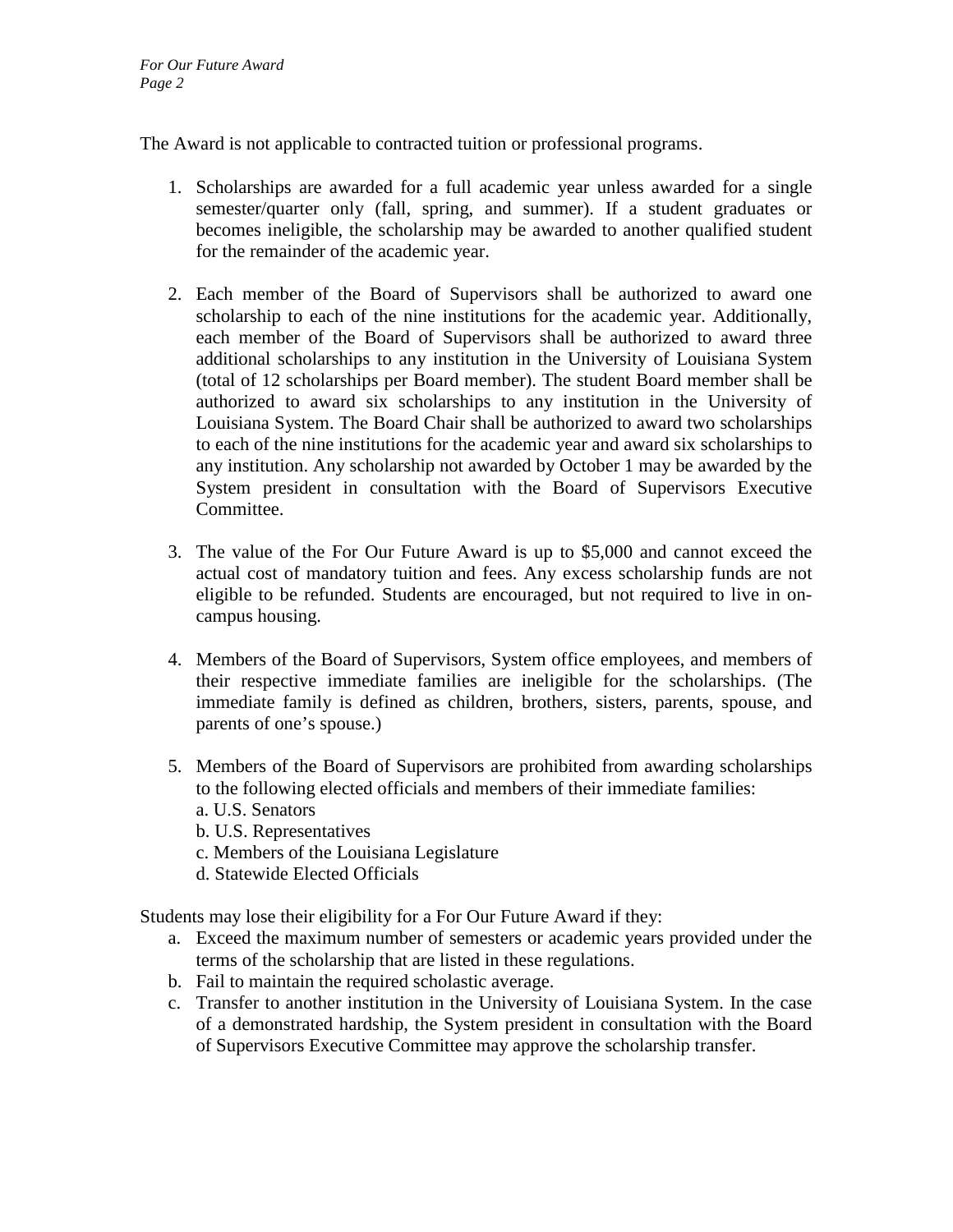The Award is not applicable to contracted tuition or professional programs.

1. Scholarships are awarded for a full academic year unless awarded for a single semester/quarter only (fall, spring, and summer). If a student graduates or becomes ineligible, the scholarship may be awarded to another qualified student for the remainder of the academic year.

2. Each member of the Board of Supervisors shall be authorized to award one scholarship to each of the nine institutions for the academic year. Additionally, each member of the Board of Supervisors shall be authorized to award three additional scholarships to any institution in the University of Louisiana System (total of 12 scholarships per Board member). The student Board member shall be authorized to award six scholarships to any institution in the University of Louisiana System. The Board Chair shall be authorized to award two scholarships to each of the nine institutions for the academic year and award six scholarships to any institution. Any scholarship not awarded by October 1 may be awarded by the System president in consultation with the Board of Supervisors Executive Committee.

3. The value of the For Our Future Award is up to $5,000 and cannot exceed the actual cost of mandatory tuition and fees. Any excess scholarship funds are not eligible to be refunded. Students are encouraged, but not required to live in on-campus housing.

4. Members of the Board of Supervisors, System office employees, and members of their respective immediate families are ineligible for the scholarships. (The immediate family is defined as children, brothers, sisters, parents, spouse, and parents of one's spouse.)

5. Members of the Board of Supervisors are prohibited from awarding scholarships to the following elected officials and members of their immediate families:
   a. U.S. Senators
   b. U.S. Representatives
   c. Members of the Louisiana Legislature
   d. Statewide Elected Officials

Students may lose their eligibility for a For Our Future Award if they:

a. Exceed the maximum number of semesters or academic years provided under the terms of the scholarship that are listed in these regulations.
b. Fail to maintain the required scholastic average.
c. Transfer to another institution in the University of Louisiana System. In the case of a demonstrated hardship, the System president in consultation with the Board of Supervisors Executive Committee may approve the scholarship transfer.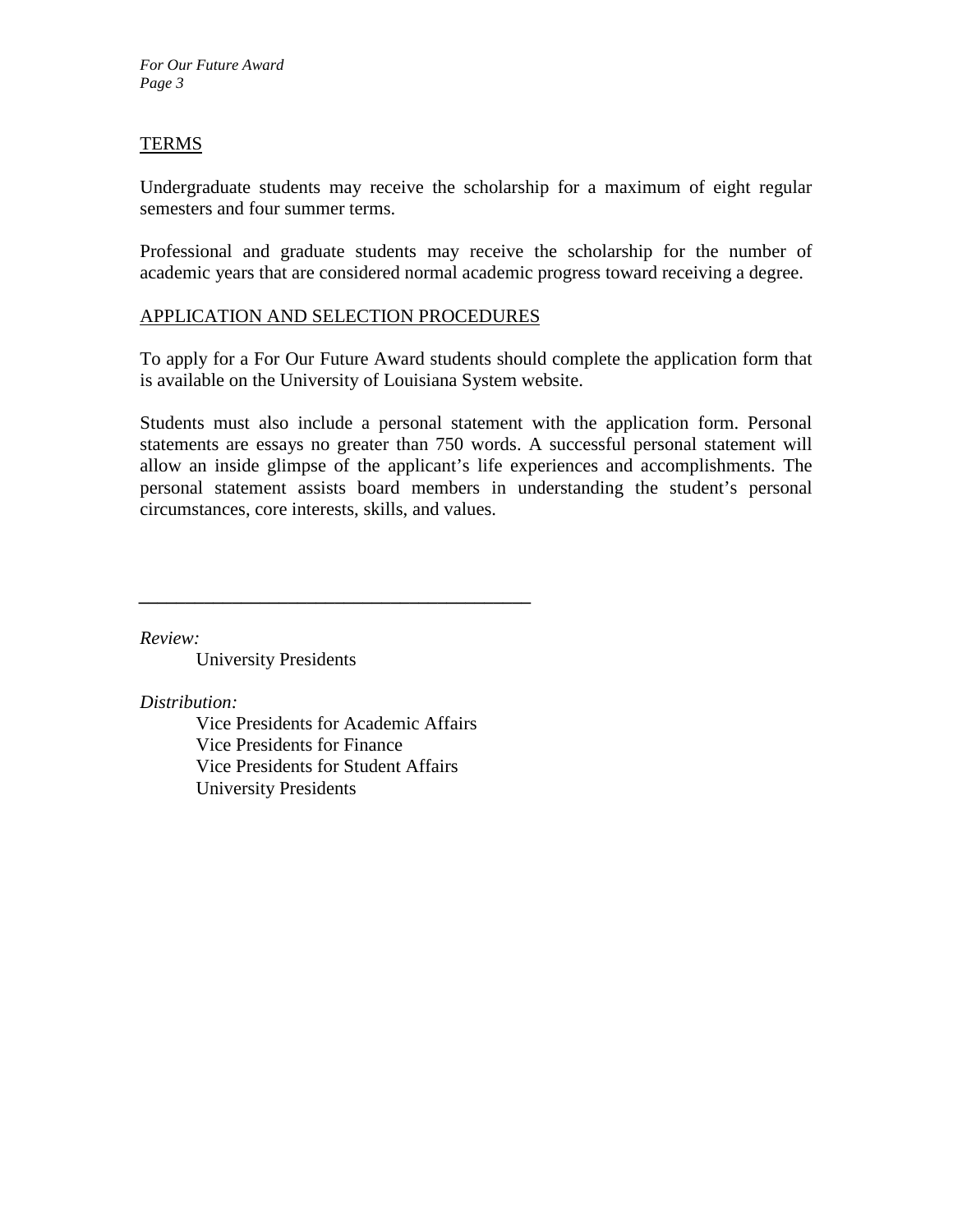## TERMS

Undergraduate students may receive the scholarship for a maximum of eight regular semesters and four summer terms.

Professional and graduate students may receive the scholarship for the number of academic years that are considered normal academic progress toward receiving a degree.

## APPLICATION AND SELECTION PROCEDURES

To apply for a For Our Future Award students should complete the application form that is available on the University of Louisiana System website.

Students must also include a personal statement with the application form. Personal statements are essays no greater than 750 words. A successful personal statement will allow an inside glimpse of the applicant's life experiences and accomplishments. The personal statement assists board members in understanding the student's personal circumstances, core interests, skills, and values.

---

*Review:*

University Presidents

*Distribution:*

Vice Presidents for Academic Affairs
Vice Presidents for Finance
Vice Presidents for Student Affairs
University Presidents